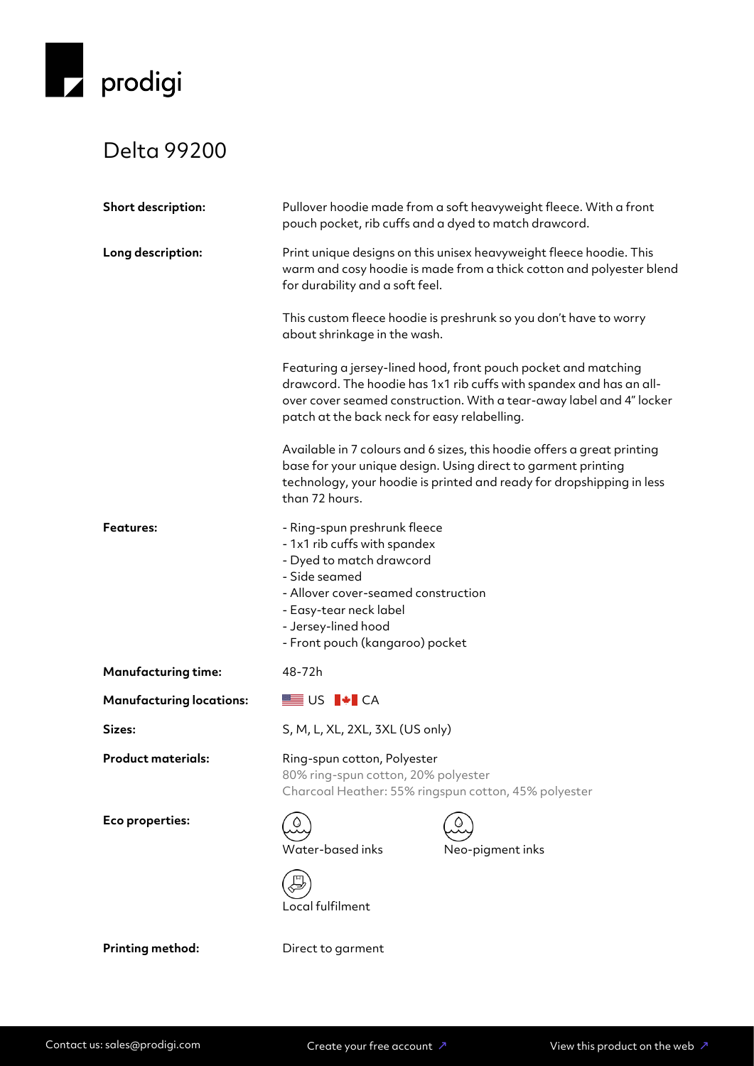prodigi

# Delta 99200

**Short description:** Pullover hoodie made from a soft heavyweight fleece. With a front pouch pocket, rib cuffs and a dyed to match drawcord.

**Long description:** Print unique designs on this unisex heavyweight fleece hoodie. This warm and cosy hoodie is made from a thick cotton and polyester blend for durability and a soft feel.

This custom fleece hoodie is preshrunk so you don't have to worry about shrinkage in the wash.

Featuring a jersey-lined hood, front pouch pocket and matching drawcord. The hoodie has 1x1 rib cuffs with spandex and has an all-over cover seamed construction. With a tear-away label and 4" locker patch at the back neck for easy relabelling.

Available in 7 colours and 6 sizes, this hoodie offers a great printing base for your unique design. Using direct to garment printing technology, your hoodie is printed and ready for dropshipping in less than 72 hours.

**Features:**

- Ring-spun preshrunk fleece
- 1x1 rib cuffs with spandex
- Dyed to match drawcord
- Side seamed
- Allover cover-seamed construction
- Easy-tear neck label
- Jersey-lined hood
- Front pouch (kangaroo) pocket

**Manufacturing time:** 48-72h

**Manufacturing locations:** US CA

**Sizes:** S, M, L, XL, 2XL, 3XL (US only)

**Product materials:** Ring-spun cotton, Polyester
80% ring-spun cotton, 20% polyester
Charcoal Heather: 55% ringspun cotton, 45% polyester

**Eco properties:**

- Water-based inks
- Neo-pigment inks
- Local fulfilment

**Printing method:** Direct to garment

Contact us: sales@prodigi.com | Create your free account ↗ | View this product on the web ↗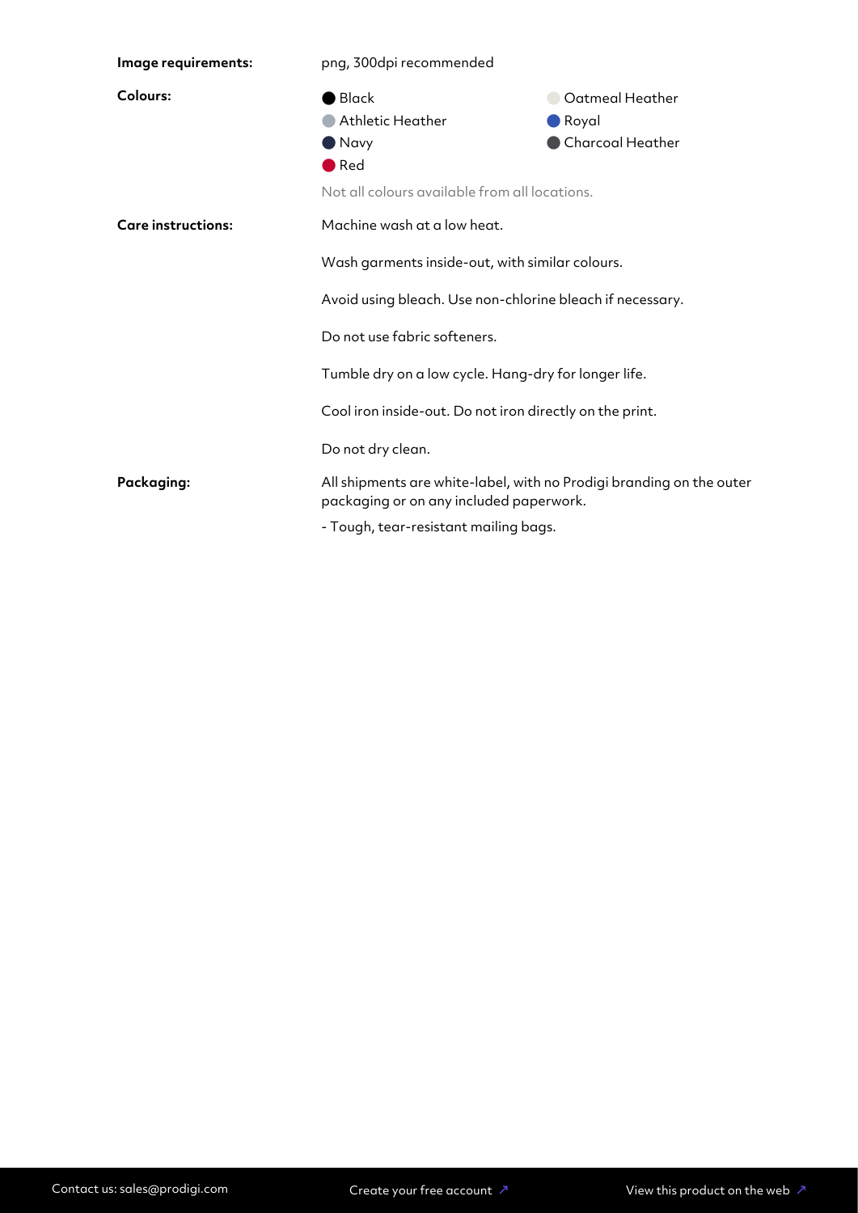| | |
|---|---|
| **Image requirements:** | png, 300dpi recommended |
| **Colours:** | Black, Athletic Heather, Navy, Red, Oatmeal Heather, Royal, Charcoal Heather<br>Not all colours available from all locations. |
| **Care instructions:** | Machine wash at a low heat.<br>Wash garments inside-out, with similar colours.<br>Avoid using bleach. Use non-chlorine bleach if necessary.<br>Do not use fabric softeners.<br>Tumble dry on a low cycle. Hang-dry for longer life.<br>Cool iron inside-out. Do not iron directly on the print.<br>Do not dry clean. |
| **Packaging:** | All shipments are white-label, with no Prodigi branding on the outer packaging or on any included paperwork.<br>- Tough, tear-resistant mailing bags. |

Contact us: sales@prodigi.com

Create your free account ↗

View this product on the web ↗